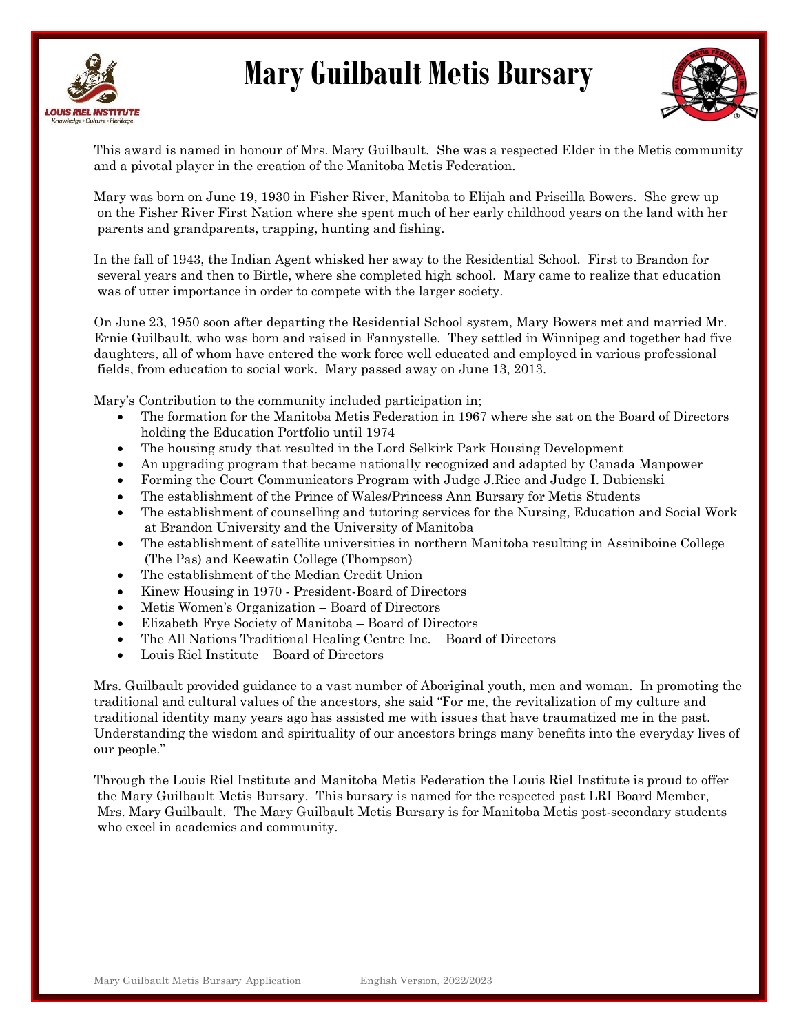# Mary Guilbault Metis Bursary

This award is named in honour of Mrs. Mary Guilbault. She was a respected Elder in the Metis community and a pivotal player in the creation of the Manitoba Metis Federation.

Mary was born on June 19, 1930 in Fisher River, Manitoba to Elijah and Priscilla Bowers. She grew up on the Fisher River First Nation where she spent much of her early childhood years on the land with her parents and grandparents, trapping, hunting and fishing.

In the fall of 1943, the Indian Agent whisked her away to the Residential School. First to Brandon for several years and then to Birtle, where she completed high school. Mary came to realize that education was of utter importance in order to compete with the larger society.

On June 23, 1950 soon after departing the Residential School system, Mary Bowers met and married Mr. Ernie Guilbault, who was born and raised in Fannystelle. They settled in Winnipeg and together had five daughters, all of whom have entered the work force well educated and employed in various professional fields, from education to social work. Mary passed away on June 13, 2013.

Mary's Contribution to the community included participation in;

- The formation for the Manitoba Metis Federation in 1967 where she sat on the Board of Directors holding the Education Portfolio until 1974
- The housing study that resulted in the Lord Selkirk Park Housing Development
- An upgrading program that became nationally recognized and adapted by Canada Manpower
- Forming the Court Communicators Program with Judge J.Rice and Judge I. Dubienski
- The establishment of the Prince of Wales/Princess Ann Bursary for Metis Students
- The establishment of counselling and tutoring services for the Nursing, Education and Social Work at Brandon University and the University of Manitoba
- The establishment of satellite universities in northern Manitoba resulting in Assiniboine College (The Pas) and Keewatin College (Thompson)
- The establishment of the Median Credit Union
- Kinew Housing in 1970 - President-Board of Directors
- Metis Women's Organization – Board of Directors
- Elizabeth Frye Society of Manitoba – Board of Directors
- The All Nations Traditional Healing Centre Inc. – Board of Directors
- Louis Riel Institute – Board of Directors

Mrs. Guilbault provided guidance to a vast number of Aboriginal youth, men and woman. In promoting the traditional and cultural values of the ancestors, she said "For me, the revitalization of my culture and traditional identity many years ago has assisted me with issues that have traumatized me in the past. Understanding the wisdom and spirituality of our ancestors brings many benefits into the everyday lives of our people."

Through the Louis Riel Institute and Manitoba Metis Federation the Louis Riel Institute is proud to offer the Mary Guilbault Metis Bursary. This bursary is named for the respected past LRI Board Member, Mrs. Mary Guilbault. The Mary Guilbault Metis Bursary is for Manitoba Metis post-secondary students who excel in academics and community.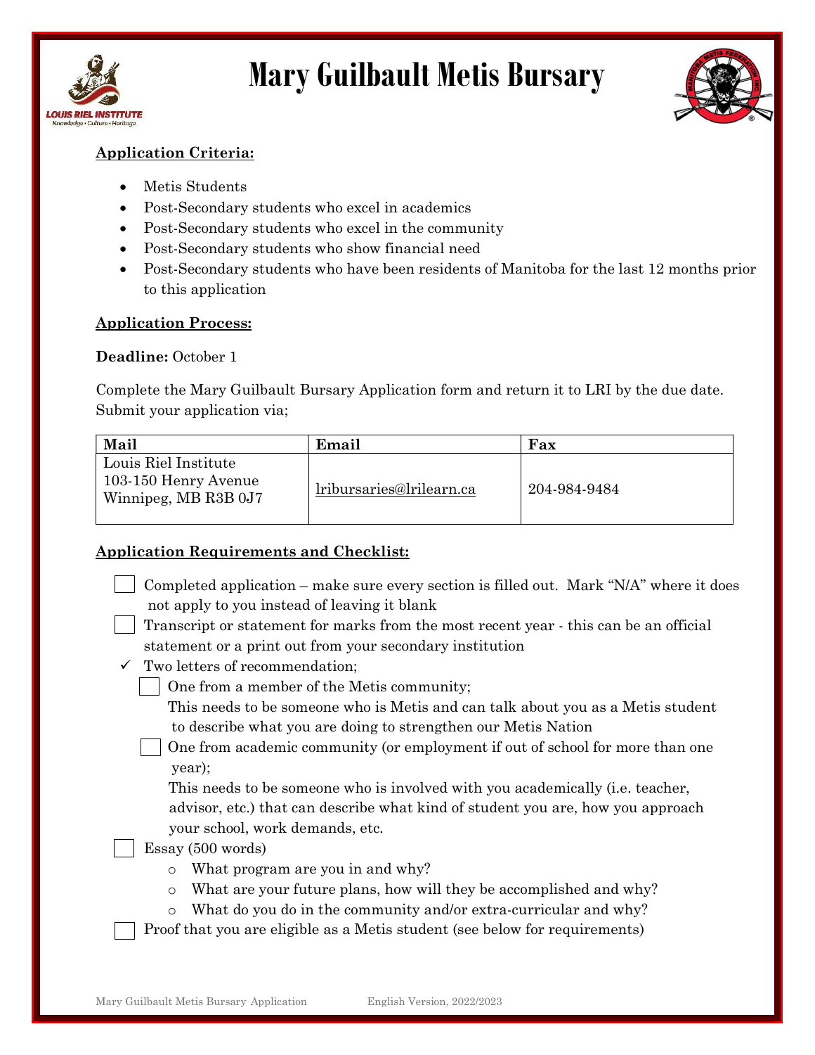# Mary Guilbault Metis Bursary

**Application Criteria:**

- Metis Students
- Post-Secondary students who excel in academics
- Post-Secondary students who excel in the community
- Post-Secondary students who show financial need
- Post-Secondary students who have been residents of Manitoba for the last 12 months prior to this application

**Application Process:**

**Deadline:** October 1

Complete the Mary Guilbault Bursary Application form and return it to LRI by the due date. Submit your application via;

| Mail | Email | Fax |
|---|---|---|
| Louis Riel Institute<br>103-150 Henry Avenue<br>Winnipeg, MB R3B 0J7 | lribursaries@lrilearn.ca | 204-984-9484 |

**Application Requirements and Checklist:**

- ☐ Completed application – make sure every section is filled out. Mark "N/A" where it does not apply to you instead of leaving it blank
- ☐ Transcript or statement for marks from the most recent year - this can be an official statement or a print out from your secondary institution
- ✓ Two letters of recommendation;
  - ☐ One from a member of the Metis community;
    This needs to be someone who is Metis and can talk about you as a Metis student to describe what you are doing to strengthen our Metis Nation
  - ☐ One from academic community (or employment if out of school for more than one year);
    This needs to be someone who is involved with you academically (i.e. teacher, advisor, etc.) that can describe what kind of student you are, how you approach your school, work demands, etc.
- ☐ Essay (500 words)
  - What program are you in and why?
  - What are your future plans, how will they be accomplished and why?
  - What do you do in the community and/or extra-curricular and why?
- ☐ Proof that you are eligible as a Metis student (see below for requirements)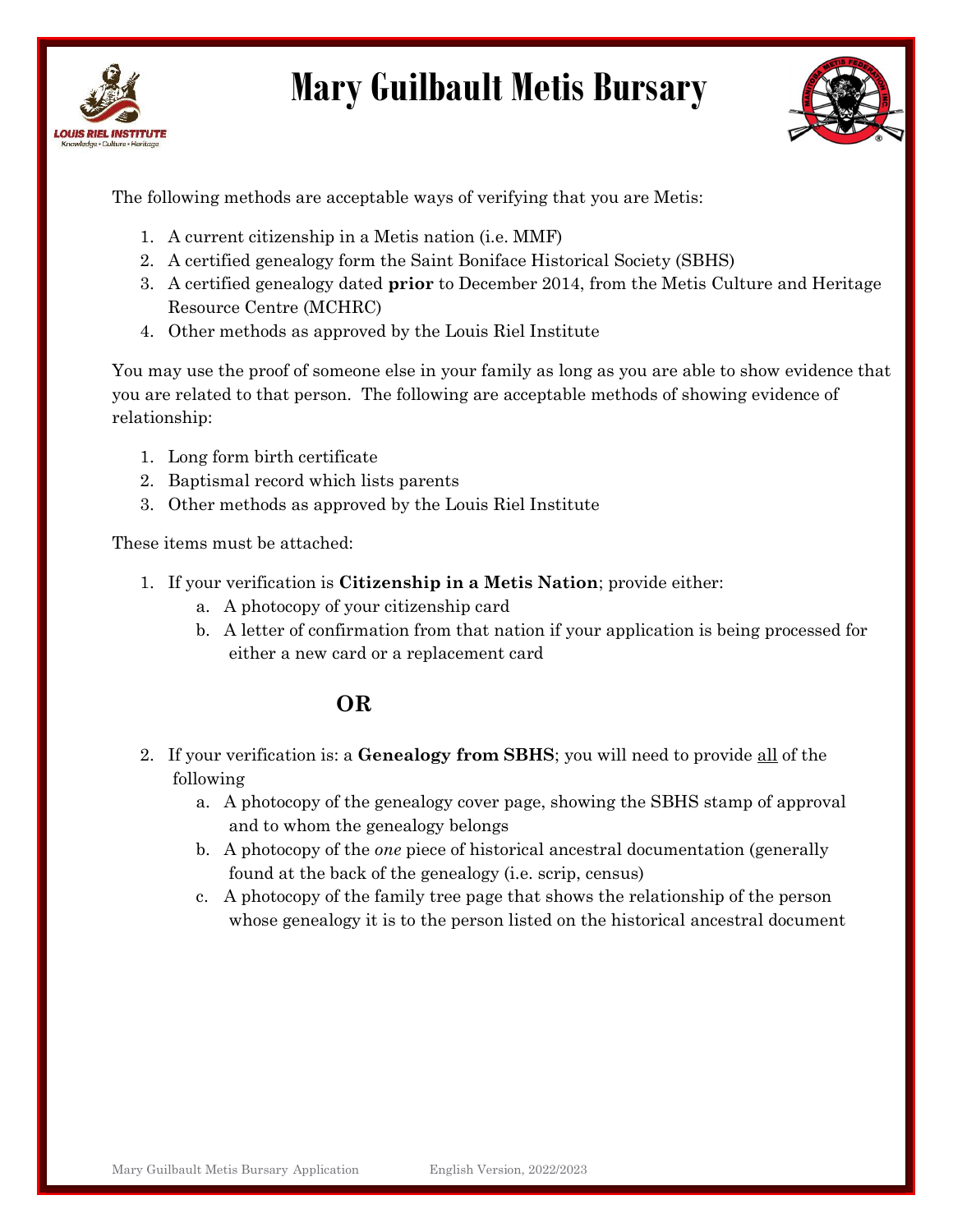# Mary Guilbault Metis Bursary

The following methods are acceptable ways of verifying that you are Metis:

1. A current citizenship in a Metis nation (i.e. MMF)
2. A certified genealogy form the Saint Boniface Historical Society (SBHS)
3. A certified genealogy dated **prior** to December 2014, from the Metis Culture and Heritage Resource Centre (MCHRC)
4. Other methods as approved by the Louis Riel Institute

You may use the proof of someone else in your family as long as you are able to show evidence that you are related to that person. The following are acceptable methods of showing evidence of relationship:

1. Long form birth certificate
2. Baptismal record which lists parents
3. Other methods as approved by the Louis Riel Institute

These items must be attached:

1. If your verification is **Citizenship in a Metis Nation**; provide either:
   a. A photocopy of your citizenship card
   b. A letter of confirmation from that nation if your application is being processed for either a new card or a replacement card

**OR**

2. If your verification is: a **Genealogy from SBHS**; you will need to provide <u>all</u> of the following
   a. A photocopy of the genealogy cover page, showing the SBHS stamp of approval and to whom the genealogy belongs
   b. A photocopy of the *one* piece of historical ancestral documentation (generally found at the back of the genealogy (i.e. scrip, census)
   c. A photocopy of the family tree page that shows the relationship of the person whose genealogy it is to the person listed on the historical ancestral document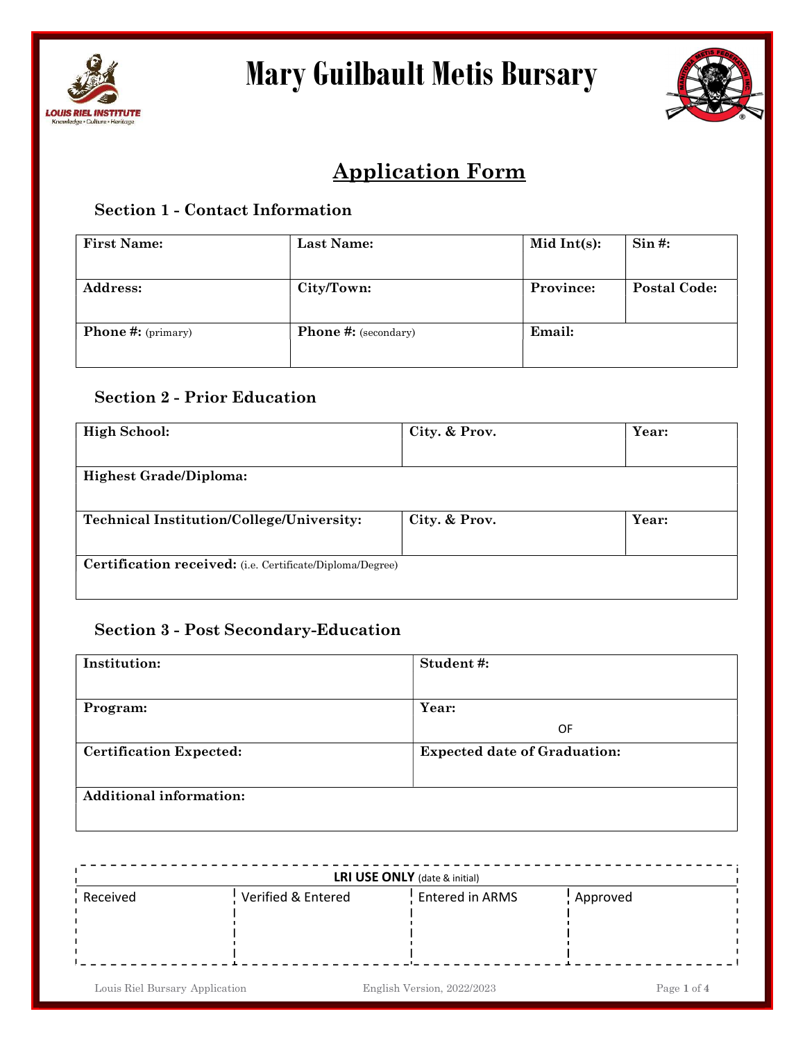# Mary Guilbault Metis Bursary

## Application Form

### Section 1 - Contact Information

| First Name: | Last Name: | Mid Int(s): | Sin #: |
|---|---|---|---|
| **Address:** | **City/Town:** | **Province:** | **Postal Code:** |
| **Phone #:** (primary) | **Phone #:** (secondary) | **Email:** | |

### Section 2 - Prior Education

| High School: | City. & Prov. | Year: |
|---|---|---|
| **Highest Grade/Diploma:** | | |
| **Technical Institution/College/University:** | **City. & Prov.** | **Year:** |
| **Certification received:** (i.e. Certificate/Diploma/Degree) | | |

### Section 3 - Post Secondary-Education

| Institution: | Student #: |
|---|---|
| **Program:** | **Year:** OF |
| **Certification Expected:** | **Expected date of Graduation:** |
| **Additional information:** | |

| LRI USE ONLY (date & initial) | | | |
|---|---|---|---|
| Received | Verified & Entered | Entered in ARMS | Approved |
| | | | |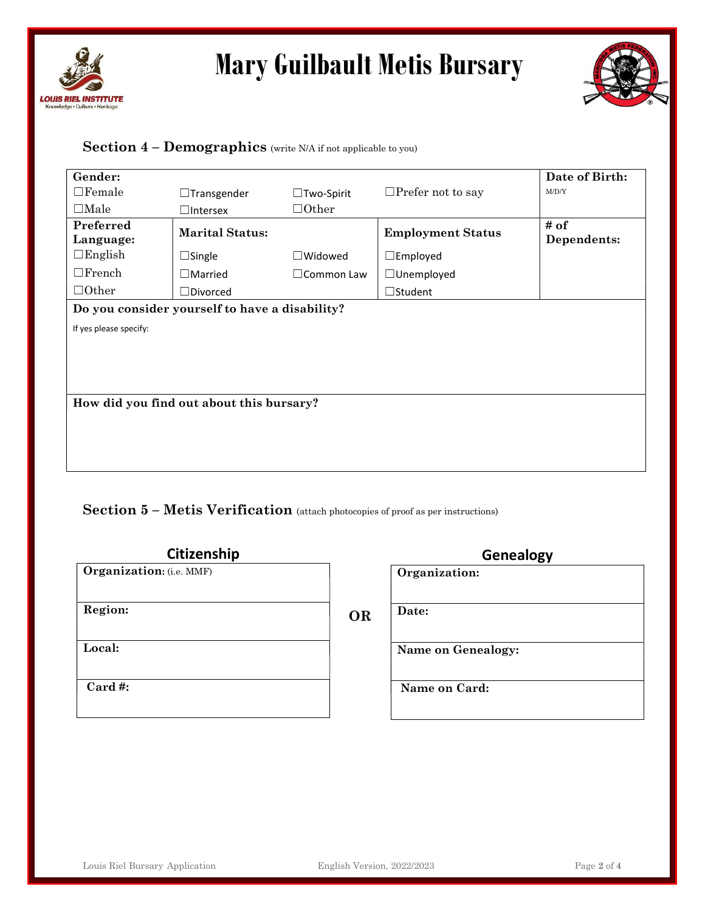# Mary Guilbault Metis Bursary

## Section 4 – Demographics (write N/A if not applicable to you)

| Gender: | | | | Date of Birth: |
|---|---|---|---|---|
| ☐Female | ☐Transgender | ☐Two-Spirit | ☐Prefer not to say | M/D/Y |
| ☐Male | ☐Intersex | ☐Other | | |
| **Preferred Language:** | **Marital Status:** | | **Employment Status** | **# of Dependents:** |
| ☐English | ☐Single | ☐Widowed | ☐Employed | |
| ☐French | ☐Married | ☐Common Law | ☐Unemployed | |
| ☐Other | ☐Divorced | | ☐Student | |

**Do you consider yourself to have a disability?**

If yes please specify:

**How did you find out about this bursary?**

## Section 5 – Metis Verification (attach photocopies of proof as per instructions)

| Citizenship | | Genealogy |
|---|---|---|
| **Organization:** (i.e. MMF) | | **Organization:** |
| **Region:** | **OR** | **Date:** |
| **Local:** | | **Name on Genealogy:** |
| **Card #:** | | **Name on Card:** |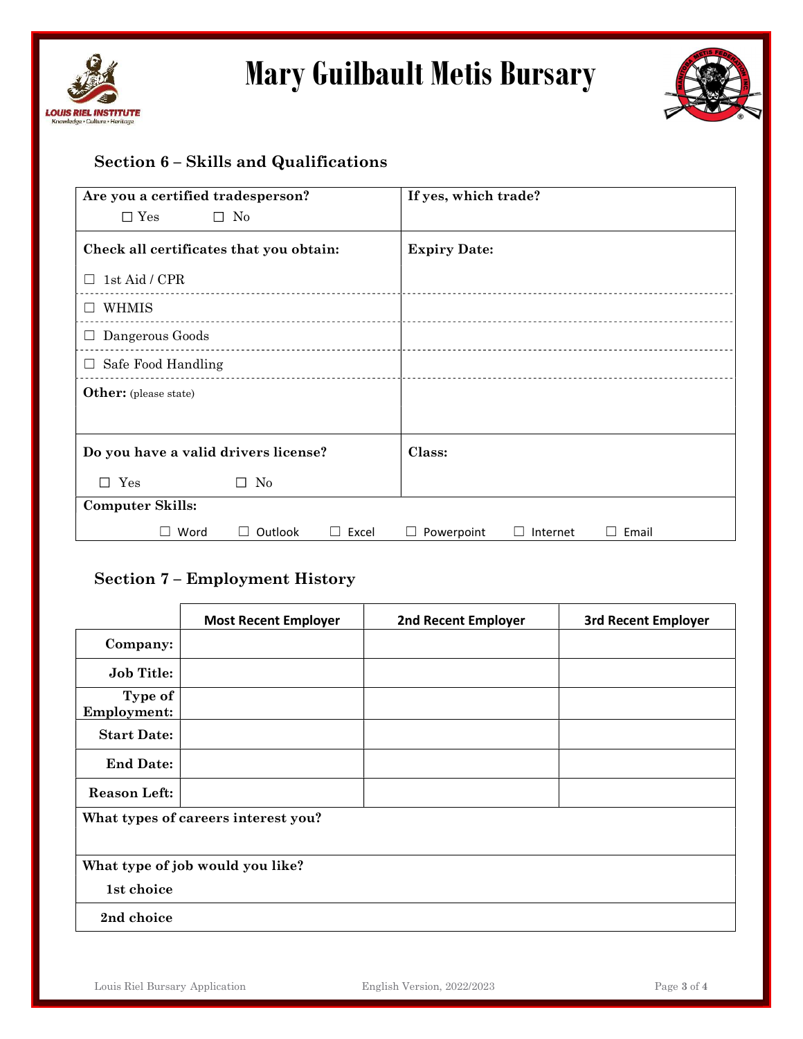# Mary Guilbault Metis Bursary

## Section 6 – Skills and Qualifications

| Are you a certified tradesperson? ☐ Yes ☐ No | If yes, which trade? |
|---|---|
| **Check all certificates that you obtain:** | **Expiry Date:** |
| ☐ 1st Aid / CPR | |
| ☐ WHMIS | |
| ☐ Dangerous Goods | |
| ☐ Safe Food Handling | |
| **Other:** (please state) | |
| **Do you have a valid drivers license?** ☐ Yes ☐ No | **Class:** |

**Computer Skills:**

☐ Word ☐ Outlook ☐ Excel ☐ Powerpoint ☐ Internet ☐ Email

## Section 7 – Employment History

| | Most Recent Employer | 2nd Recent Employer | 3rd Recent Employer |
|---|---|---|---|
| **Company:** | | | |
| **Job Title:** | | | |
| **Type of Employment:** | | | |
| **Start Date:** | | | |
| **End Date:** | | | |
| **Reason Left:** | | | |

**What types of careers interest you?**

**What type of job would you like?**

**1st choice**

**2nd choice**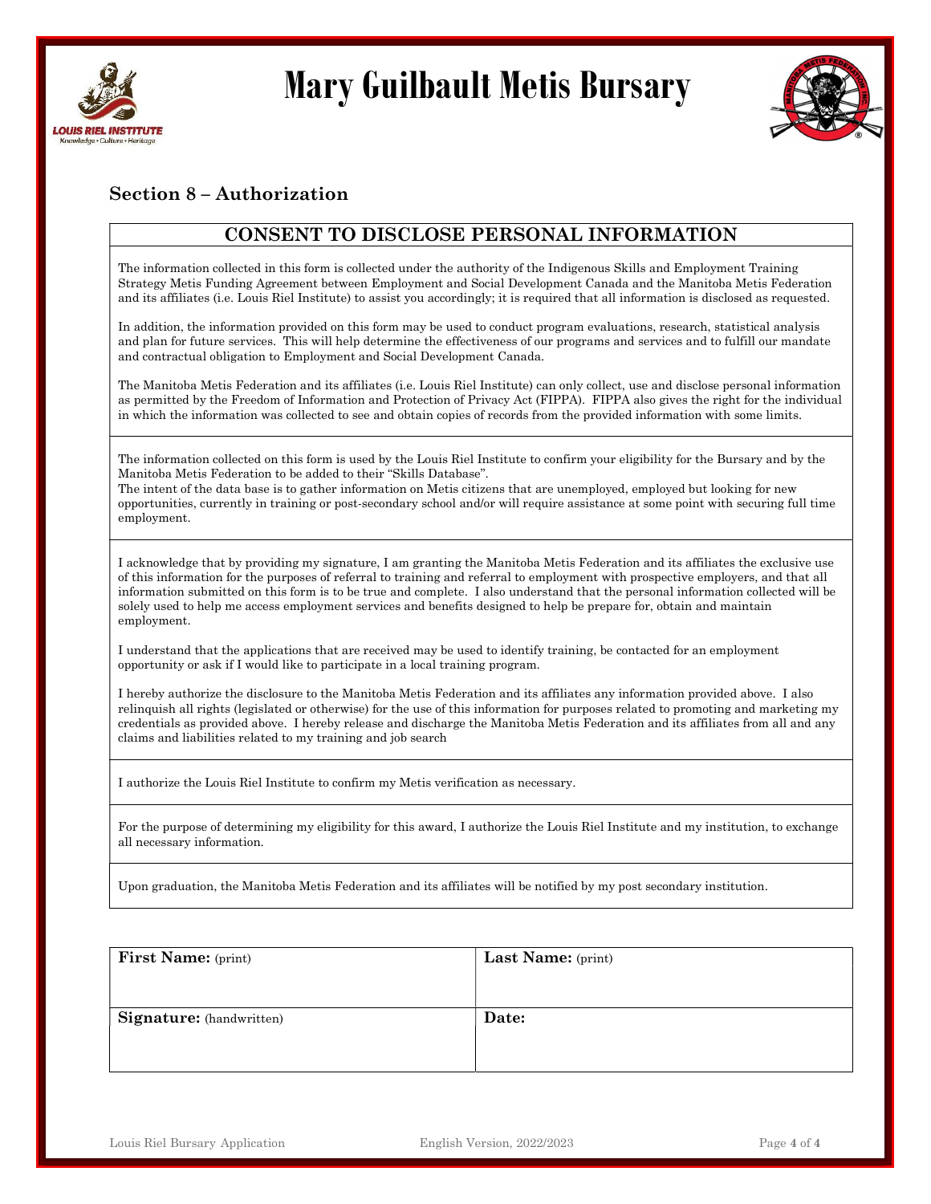# Mary Guilbault Metis Bursary

## Section 8 – Authorization

### CONSENT TO DISCLOSE PERSONAL INFORMATION

The information collected in this form is collected under the authority of the Indigenous Skills and Employment Training Strategy Metis Funding Agreement between Employment and Social Development Canada and the Manitoba Metis Federation and its affiliates (i.e. Louis Riel Institute) to assist you accordingly; it is required that all information is disclosed as requested.

In addition, the information provided on this form may be used to conduct program evaluations, research, statistical analysis and plan for future services. This will help determine the effectiveness of our programs and services and to fulfill our mandate and contractual obligation to Employment and Social Development Canada.

The Manitoba Metis Federation and its affiliates (i.e. Louis Riel Institute) can only collect, use and disclose personal information as permitted by the Freedom of Information and Protection of Privacy Act (FIPPA). FIPPA also gives the right for the individual in which the information was collected to see and obtain copies of records from the provided information with some limits.

The information collected on this form is used by the Louis Riel Institute to confirm your eligibility for the Bursary and by the Manitoba Metis Federation to be added to their "Skills Database".
The intent of the data base is to gather information on Metis citizens that are unemployed, employed but looking for new opportunities, currently in training or post-secondary school and/or will require assistance at some point with securing full time employment.

I acknowledge that by providing my signature, I am granting the Manitoba Metis Federation and its affiliates the exclusive use of this information for the purposes of referral to training and referral to employment with prospective employers, and that all information submitted on this form is to be true and complete. I also understand that the personal information collected will be solely used to help me access employment services and benefits designed to help be prepare for, obtain and maintain employment.

I understand that the applications that are received may be used to identify training, be contacted for an employment opportunity or ask if I would like to participate in a local training program.

I hereby authorize the disclosure to the Manitoba Metis Federation and its affiliates any information provided above. I also relinquish all rights (legislated or otherwise) for the use of this information for purposes related to promoting and marketing my credentials as provided above. I hereby release and discharge the Manitoba Metis Federation and its affiliates from all and any claims and liabilities related to my training and job search

I authorize the Louis Riel Institute to confirm my Metis verification as necessary.

For the purpose of determining my eligibility for this award, I authorize the Louis Riel Institute and my institution, to exchange all necessary information.

Upon graduation, the Manitoba Metis Federation and its affiliates will be notified by my post secondary institution.

| | |
|---|---|
| **First Name:** (print) | **Last Name:** (print) |
| **Signature:** (handwritten) | **Date:** |